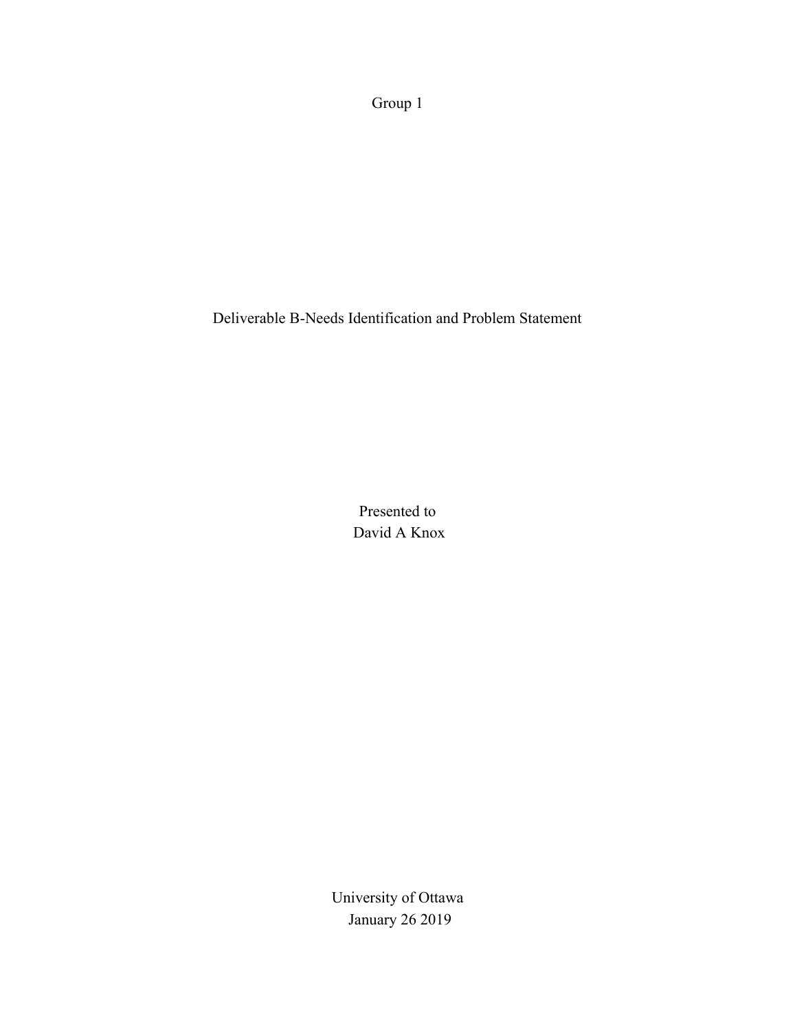Group 1

# Deliverable B-Needs Identification and Problem Statement

Presented to
David A Knox

University of Ottawa
January 26 2019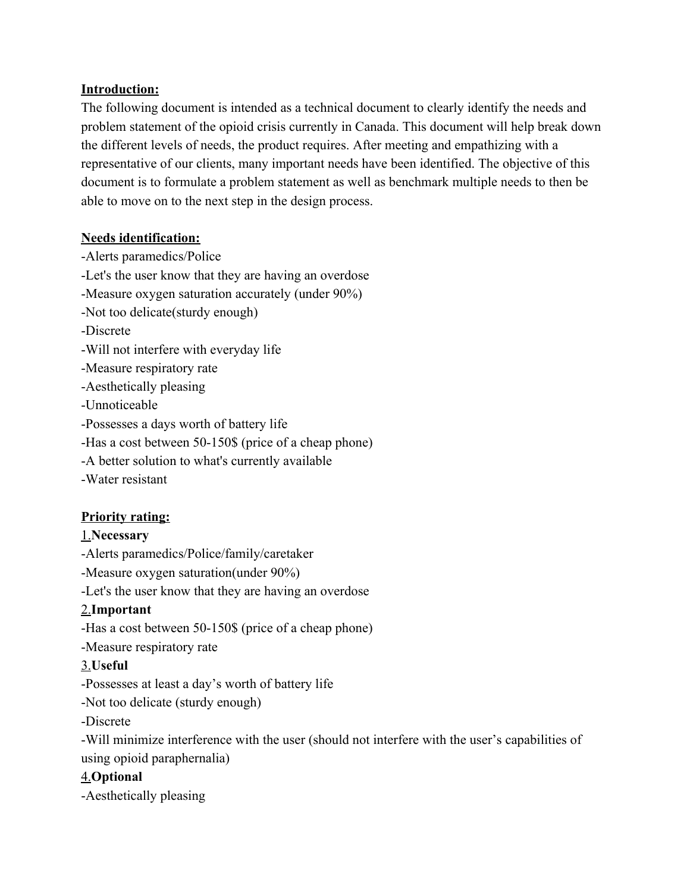**Introduction:**

The following document is intended as a technical document to clearly identify the needs and problem statement of the opioid crisis currently in Canada. This document will help break down the different levels of needs, the product requires. After meeting and empathizing with a representative of our clients, many important needs have been identified. The objective of this document is to formulate a problem statement as well as benchmark multiple needs to then be able to move on to the next step in the design process.

**Needs identification:**

-Alerts paramedics/Police
-Let's the user know that they are having an overdose
-Measure oxygen saturation accurately (under 90%)
-Not too delicate(sturdy enough)
-Discrete
-Will not interfere with everyday life
-Measure respiratory rate
-Aesthetically pleasing
-Unnoticeable
-Possesses a days worth of battery life
-Has a cost between 50-150$ (price of a cheap phone)
-A better solution to what's currently available
-Water resistant

**Priority rating:**

1.**Necessary**
-Alerts paramedics/Police/family/caretaker
-Measure oxygen saturation(under 90%)
-Let's the user know that they are having an overdose

2.**Important**
-Has a cost between 50-150$ (price of a cheap phone)
-Measure respiratory rate

3.**Useful**
-Possesses at least a day's worth of battery life
-Not too delicate (sturdy enough)
-Discrete
-Will minimize interference with the user (should not interfere with the user's capabilities of using opioid paraphernalia)

4.**Optional**
-Aesthetically pleasing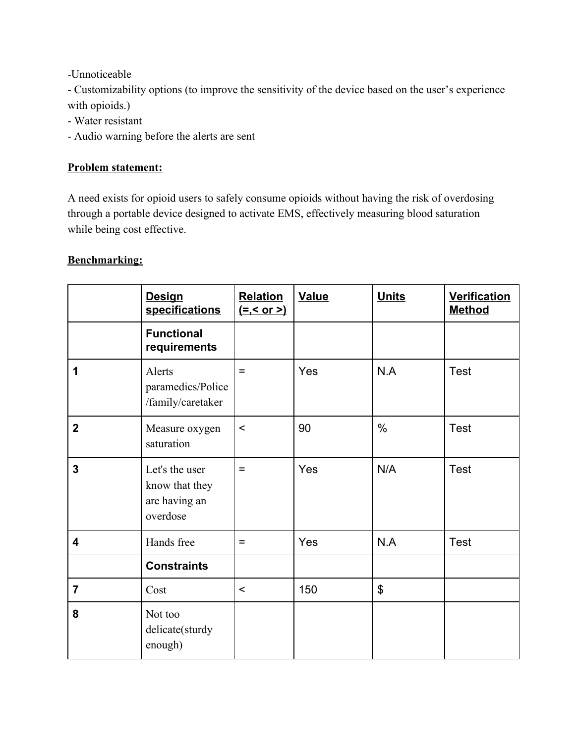-Unnoticeable
- Customizability options (to improve the sensitivity of the device based on the user's experience with opioids.)
- Water resistant
- Audio warning before the alerts are sent

**Problem statement:**

A need exists for opioid users to safely consume opioids without having the risk of overdosing through a portable device designed to activate EMS, effectively measuring blood saturation while being cost effective.

**Benchmarking:**

| | **Design specifications** | **Relation (=,< or >)** | **Value** | **Units** | **Verification Method** |
|---|---|---|---|---|---|
| | **Functional requirements** | | | | |
| **1** | Alerts paramedics/Police /family/caretaker | = | Yes | N.A | Test |
| **2** | Measure oxygen saturation | < | 90 | % | Test |
| **3** | Let's the user know that they are having an overdose | = | Yes | N/A | Test |
| **4** | Hands free | = | Yes | N.A | Test |
| | **Constraints** | | | | |
| **7** | Cost | < | 150 | $ | |
| **8** | Not too delicate(sturdy enough) | | | | |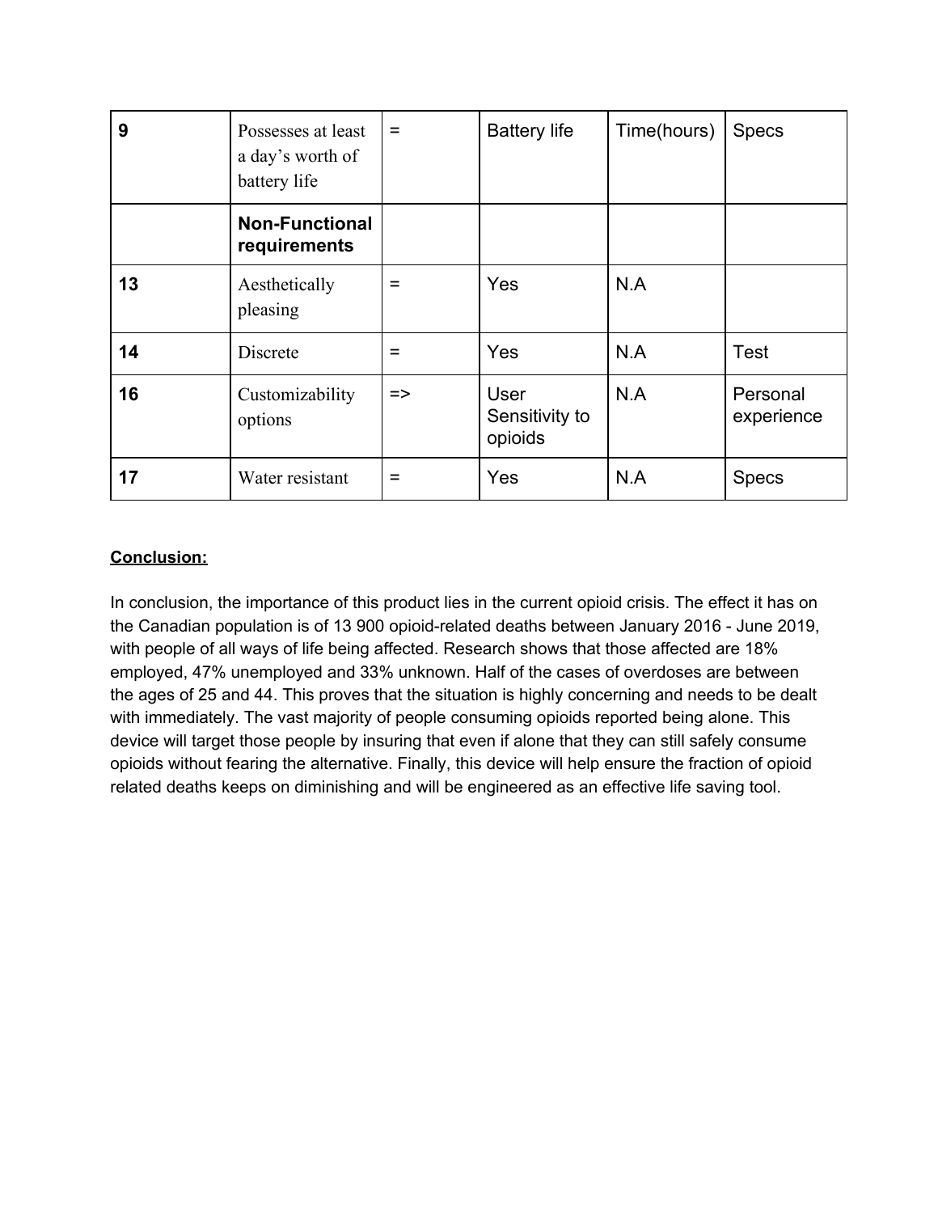| | | | | | |
|---|---|---|---|---|---|
| **9** | Possesses at least a day's worth of battery life | = | Battery life | Time(hours) | Specs |
| | **Non-Functional requirements** | | | | |
| **13** | Aesthetically pleasing | = | Yes | N.A | |
| **14** | Discrete | = | Yes | N.A | Test |
| **16** | Customizability options | => | User Sensitivity to opioids | N.A | Personal experience |
| **17** | Water resistant | = | Yes | N.A | Specs |

**<u>Conclusion:</u>**

In conclusion, the importance of this product lies in the current opioid crisis. The effect it has on the Canadian population is of 13 900 opioid-related deaths between January 2016 - June 2019, with people of all ways of life being affected. Research shows that those affected are 18% employed, 47% unemployed and 33% unknown. Half of the cases of overdoses are between the ages of 25 and 44. This proves that the situation is highly concerning and needs to be dealt with immediately. The vast majority of people consuming opioids reported being alone. This device will target those people by insuring that even if alone that they can still safely consume opioids without fearing the alternative. Finally, this device will help ensure the fraction of opioid related deaths keeps on diminishing and will be engineered as an effective life saving tool.